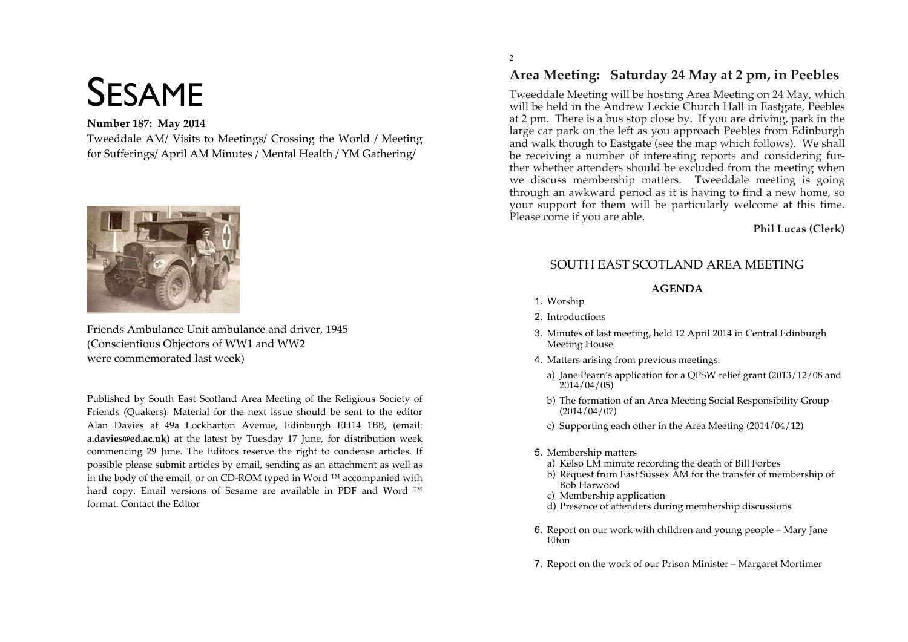# SESAME

**Number 187: May 2014**

Tweeddale AM/ Visits to Meetings/ Crossing the World / Meeting for Sufferings/ April AM Minutes / Mental Health / YM Gathering/

Friends Ambulance Unit ambulance and driver, 1945
(Conscientious Objectors of WW1 and WW2
were commemorated last week)

Published by South East Scotland Area Meeting of the Religious Society of Friends (Quakers). Material for the next issue should be sent to the editor Alan Davies at 49a Lockharton Avenue, Edinburgh EH14 1BB, (email: a**.davies@ed.ac.uk**) at the latest by Tuesday 17 June, for distribution week commencing 29 June. The Editors reserve the right to condense articles. If possible please submit articles by email, sending as an attachment as well as in the body of the email, or on CD-ROM typed in Word ™ accompanied with hard copy. Email versions of Sesame are available in PDF and Word ™ format. Contact the Editor

## Area Meeting: Saturday 24 May at 2 pm, in Peebles

Tweeddale Meeting will be hosting Area Meeting on 24 May, which will be held in the Andrew Leckie Church Hall in Eastgate, Peebles at 2 pm. There is a bus stop close by. If you are driving, park in the large car park on the left as you approach Peebles from Edinburgh and walk though to Eastgate (see the map which follows). We shall be receiving a number of interesting reports and considering further whether attenders should be excluded from the meeting when we discuss membership matters. Tweeddale meeting is going through an awkward period as it is having to find a new home, so your support for them will be particularly welcome at this time. Please come if you are able.

**Phil Lucas (Clerk)**

## SOUTH EAST SCOTLAND AREA MEETING

**AGENDA**

1. Worship
2. Introductions
3. Minutes of last meeting, held 12 April 2014 in Central Edinburgh Meeting House
4. Matters arising from previous meetings.
   a) Jane Pearn's application for a QPSW relief grant (2013/12/08 and 2014/04/05)
   b) The formation of an Area Meeting Social Responsibility Group (2014/04/07)
   c) Supporting each other in the Area Meeting (2014/04/12)
5. Membership matters
   a) Kelso LM minute recording the death of Bill Forbes
   b) Request from East Sussex AM for the transfer of membership of Bob Harwood
   c) Membership application
   d) Presence of attenders during membership discussions
6. Report on our work with children and young people – Mary Jane Elton
7. Report on the work of our Prison Minister – Margaret Mortimer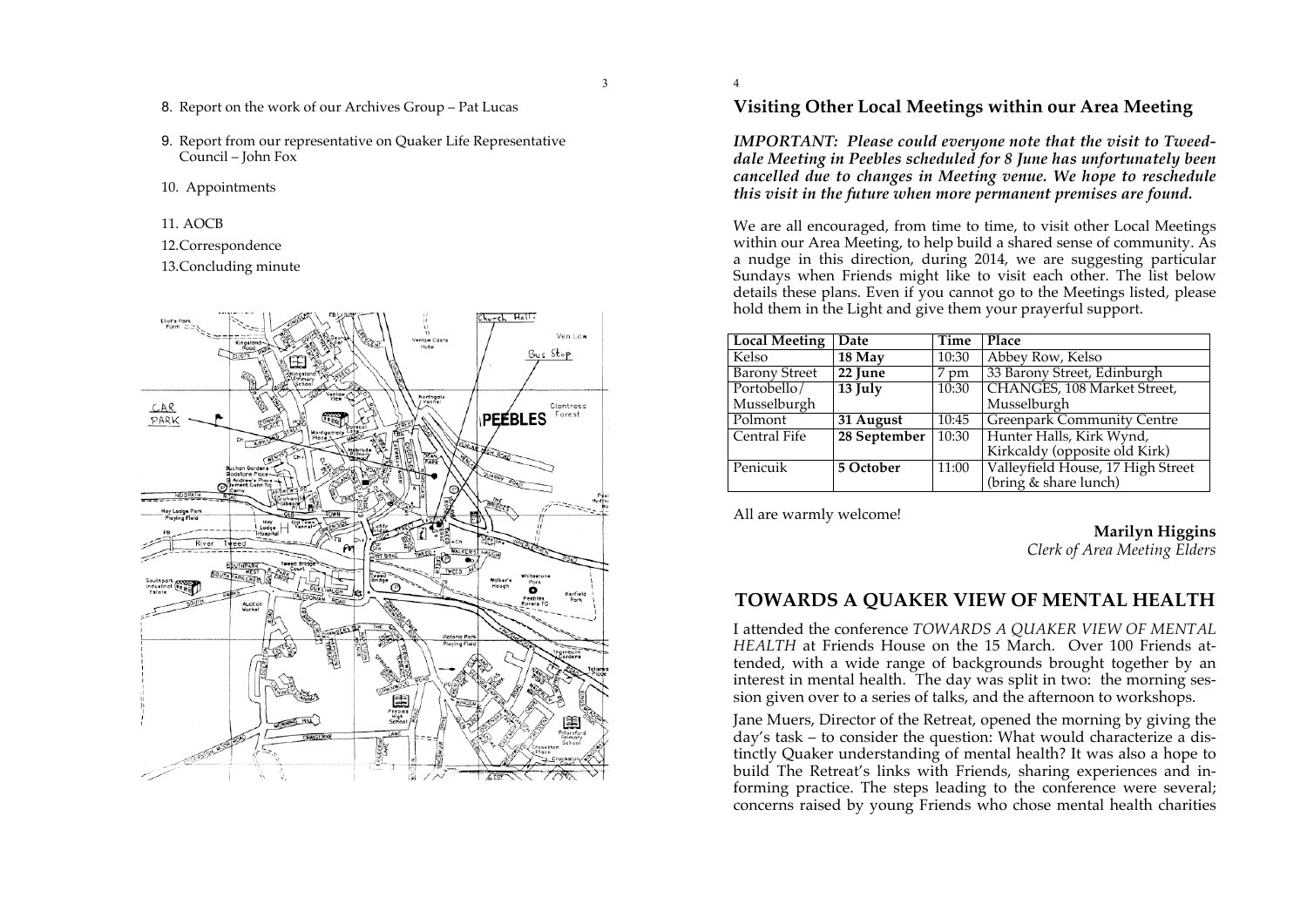8. Report on the work of our Archives Group – Pat Lucas

9. Report from our representative on Quaker Life Representative Council – John Fox

10. Appointments

11. AOCB

12. Correspondence

13. Concluding minute

## Visiting Other Local Meetings within our Area Meeting

***IMPORTANT: Please could everyone note that the visit to Tweed-dale Meeting in Peebles scheduled for 8 June has unfortunately been cancelled due to changes in Meeting venue. We hope to reschedule this visit in the future when more permanent premises are found.***

We are all encouraged, from time to time, to visit other Local Meetings within our Area Meeting, to help build a shared sense of community. As a nudge in this direction, during 2014, we are suggesting particular Sundays when Friends might like to visit each other. The list below details these plans. Even if you cannot go to the Meetings listed, please hold them in the Light and give them your prayerful support.

| Local Meeting | Date | Time | Place |
|---|---|---|---|
| Kelso | **18 May** | 10:30 | Abbey Row, Kelso |
| Barony Street | **22 June** | 7 pm | 33 Barony Street, Edinburgh |
| Portobello/ Musselburgh | **13 July** | 10:30 | CHANGES, 108 Market Street, Musselburgh |
| Polmont | **31 August** | 10:45 | Greenpark Community Centre |
| Central Fife | **28 September** | 10:30 | Hunter Halls, Kirk Wynd, Kirkcaldy (opposite old Kirk) |
| Penicuik | **5 October** | 11:00 | Valleyfield House, 17 High Street (bring & share lunch) |

All are warmly welcome!

**Marilyn Higgins**
*Clerk of Area Meeting Elders*

## TOWARDS A QUAKER VIEW OF MENTAL HEALTH

I attended the conference *TOWARDS A QUAKER VIEW OF MENTAL HEALTH* at Friends House on the 15 March. Over 100 Friends attended, with a wide range of backgrounds brought together by an interest in mental health. The day was split in two: the morning session given over to a series of talks, and the afternoon to workshops.

Jane Muers, Director of the Retreat, opened the morning by giving the day's task – to consider the question: What would characterize a distinctly Quaker understanding of mental health? It was also a hope to build The Retreat's links with Friends, sharing experiences and informing practice. The steps leading to the conference were several; concerns raised by young Friends who chose mental health charities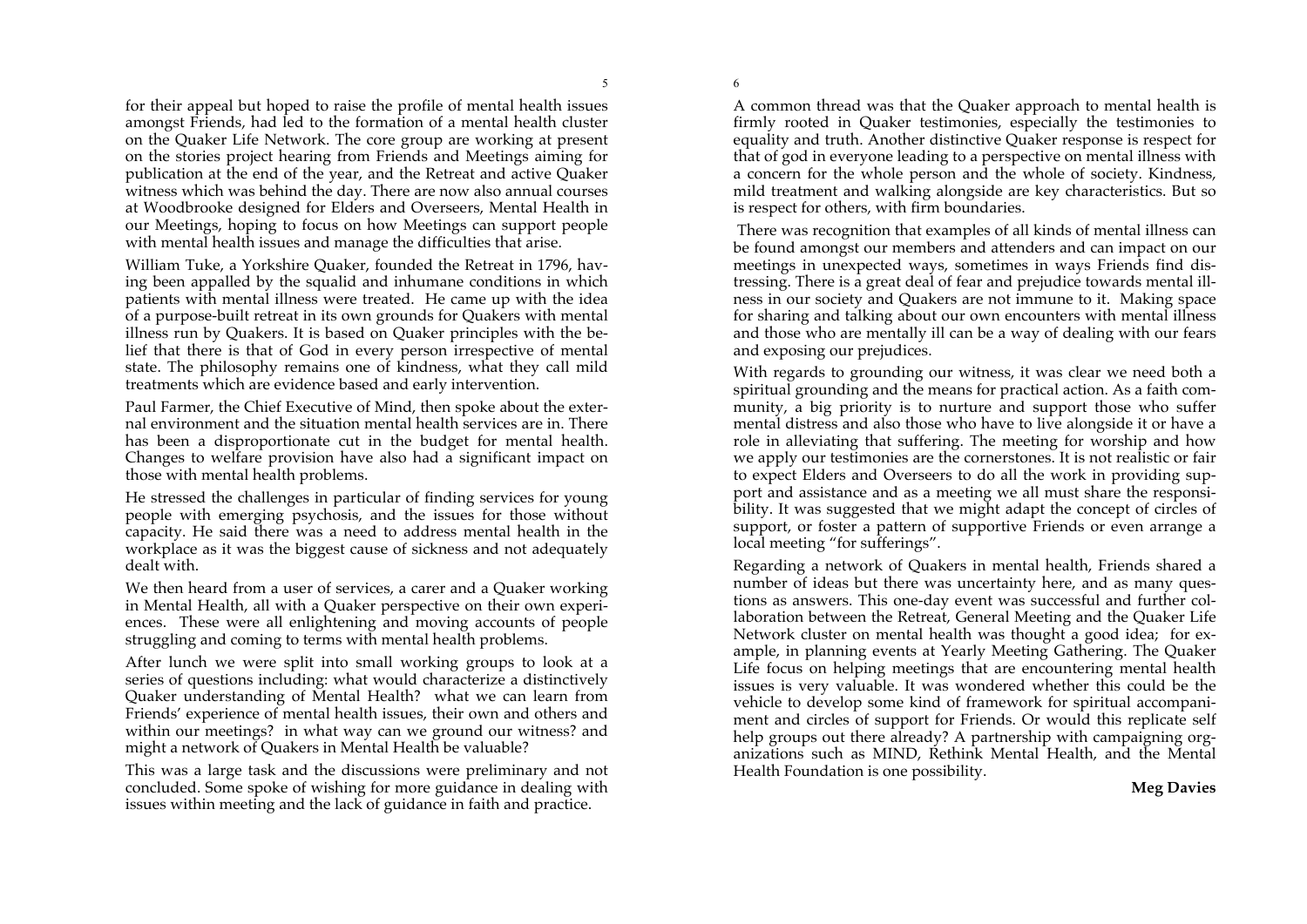for their appeal but hoped to raise the profile of mental health issues amongst Friends, had led to the formation of a mental health cluster on the Quaker Life Network. The core group are working at present on the stories project hearing from Friends and Meetings aiming for publication at the end of the year, and the Retreat and active Quaker witness which was behind the day. There are now also annual courses at Woodbrooke designed for Elders and Overseers, Mental Health in our Meetings, hoping to focus on how Meetings can support people with mental health issues and manage the difficulties that arise.

William Tuke, a Yorkshire Quaker, founded the Retreat in 1796, having been appalled by the squalid and inhumane conditions in which patients with mental illness were treated. He came up with the idea of a purpose-built retreat in its own grounds for Quakers with mental illness run by Quakers. It is based on Quaker principles with the belief that there is that of God in every person irrespective of mental state. The philosophy remains one of kindness, what they call mild treatments which are evidence based and early intervention.

Paul Farmer, the Chief Executive of Mind, then spoke about the external environment and the situation mental health services are in. There has been a disproportionate cut in the budget for mental health. Changes to welfare provision have also had a significant impact on those with mental health problems.

He stressed the challenges in particular of finding services for young people with emerging psychosis, and the issues for those without capacity. He said there was a need to address mental health in the workplace as it was the biggest cause of sickness and not adequately dealt with.

We then heard from a user of services, a carer and a Quaker working in Mental Health, all with a Quaker perspective on their own experiences. These were all enlightening and moving accounts of people struggling and coming to terms with mental health problems.

After lunch we were split into small working groups to look at a series of questions including: what would characterize a distinctively Quaker understanding of Mental Health? what we can learn from Friends' experience of mental health issues, their own and others and within our meetings? in what way can we ground our witness? and might a network of Quakers in Mental Health be valuable?

This was a large task and the discussions were preliminary and not concluded. Some spoke of wishing for more guidance in dealing with issues within meeting and the lack of guidance in faith and practice.

A common thread was that the Quaker approach to mental health is firmly rooted in Quaker testimonies, especially the testimonies to equality and truth. Another distinctive Quaker response is respect for that of god in everyone leading to a perspective on mental illness with a concern for the whole person and the whole of society. Kindness, mild treatment and walking alongside are key characteristics. But so is respect for others, with firm boundaries.

There was recognition that examples of all kinds of mental illness can be found amongst our members and attenders and can impact on our meetings in unexpected ways, sometimes in ways Friends find distressing. There is a great deal of fear and prejudice towards mental illness in our society and Quakers are not immune to it. Making space for sharing and talking about our own encounters with mental illness and those who are mentally ill can be a way of dealing with our fears and exposing our prejudices.

With regards to grounding our witness, it was clear we need both a spiritual grounding and the means for practical action. As a faith community, a big priority is to nurture and support those who suffer mental distress and also those who have to live alongside it or have a role in alleviating that suffering. The meeting for worship and how we apply our testimonies are the cornerstones. It is not realistic or fair to expect Elders and Overseers to do all the work in providing support and assistance and as a meeting we all must share the responsibility. It was suggested that we might adapt the concept of circles of support, or foster a pattern of supportive Friends or even arrange a local meeting "for sufferings".

Regarding a network of Quakers in mental health, Friends shared a number of ideas but there was uncertainty here, and as many questions as answers. This one-day event was successful and further collaboration between the Retreat, General Meeting and the Quaker Life Network cluster on mental health was thought a good idea; for example, in planning events at Yearly Meeting Gathering. The Quaker Life focus on helping meetings that are encountering mental health issues is very valuable. It was wondered whether this could be the vehicle to develop some kind of framework for spiritual accompaniment and circles of support for Friends. Or would this replicate self help groups out there already? A partnership with campaigning organizations such as MIND, Rethink Mental Health, and the Mental Health Foundation is one possibility.

**Meg Davies**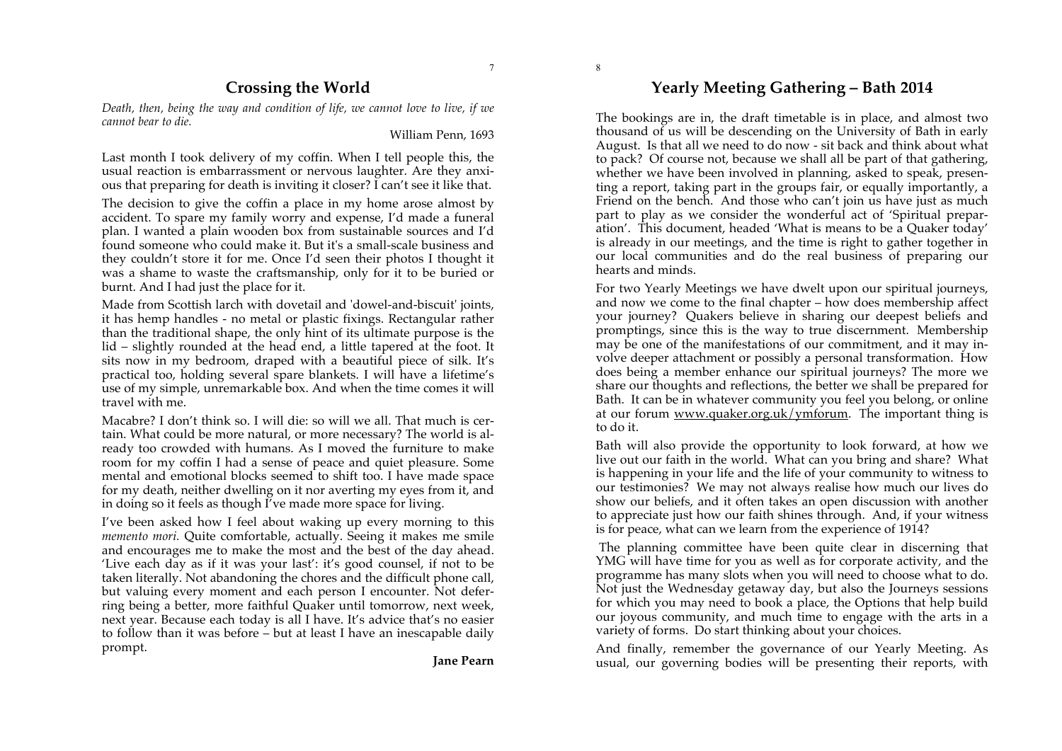## Crossing the World

*Death, then, being the way and condition of life, we cannot love to live, if we cannot bear to die.*

William Penn, 1693

Last month I took delivery of my coffin. When I tell people this, the usual reaction is embarrassment or nervous laughter. Are they anxious that preparing for death is inviting it closer? I can't see it like that.

The decision to give the coffin a place in my home arose almost by accident. To spare my family worry and expense, I'd made a funeral plan. I wanted a plain wooden box from sustainable sources and I'd found someone who could make it. But it's a small-scale business and they couldn't store it for me. Once I'd seen their photos I thought it was a shame to waste the craftsmanship, only for it to be buried or burnt. And I had just the place for it.

Made from Scottish larch with dovetail and 'dowel-and-biscuit' joints, it has hemp handles - no metal or plastic fixings. Rectangular rather than the traditional shape, the only hint of its ultimate purpose is the lid – slightly rounded at the head end, a little tapered at the foot. It sits now in my bedroom, draped with a beautiful piece of silk. It's practical too, holding several spare blankets. I will have a lifetime's use of my simple, unremarkable box. And when the time comes it will travel with me.

Macabre? I don't think so. I will die: so will we all. That much is certain. What could be more natural, or more necessary? The world is already too crowded with humans. As I moved the furniture to make room for my coffin I had a sense of peace and quiet pleasure. Some mental and emotional blocks seemed to shift too. I have made space for my death, neither dwelling on it nor averting my eyes from it, and in doing so it feels as though I've made more space for living.

I've been asked how I feel about waking up every morning to this *memento mori.* Quite comfortable, actually. Seeing it makes me smile and encourages me to make the most and the best of the day ahead. 'Live each day as if it was your last': it's good counsel, if not to be taken literally. Not abandoning the chores and the difficult phone call, but valuing every moment and each person I encounter. Not deferring being a better, more faithful Quaker until tomorrow, next week, next year. Because each today is all I have. It's advice that's no easier to follow than it was before – but at least I have an inescapable daily prompt.

**Jane Pearn**

## Yearly Meeting Gathering – Bath 2014

The bookings are in, the draft timetable is in place, and almost two thousand of us will be descending on the University of Bath in early August. Is that all we need to do now - sit back and think about what to pack? Of course not, because we shall all be part of that gathering, whether we have been involved in planning, asked to speak, presenting a report, taking part in the groups fair, or equally importantly, a Friend on the bench. And those who can't join us have just as much part to play as we consider the wonderful act of 'Spiritual preparation'. This document, headed 'What is means to be a Quaker today' is already in our meetings, and the time is right to gather together in our local communities and do the real business of preparing our hearts and minds.

For two Yearly Meetings we have dwelt upon our spiritual journeys, and now we come to the final chapter – how does membership affect your journey? Quakers believe in sharing our deepest beliefs and promptings, since this is the way to true discernment. Membership may be one of the manifestations of our commitment, and it may involve deeper attachment or possibly a personal transformation. How does being a member enhance our spiritual journeys? The more we share our thoughts and reflections, the better we shall be prepared for Bath. It can be in whatever community you feel you belong, or online at our forum www.quaker.org.uk/ymforum. The important thing is to do it.

Bath will also provide the opportunity to look forward, at how we live out our faith in the world. What can you bring and share? What is happening in your life and the life of your community to witness to our testimonies? We may not always realise how much our lives do show our beliefs, and it often takes an open discussion with another to appreciate just how our faith shines through. And, if your witness is for peace, what can we learn from the experience of 1914?

The planning committee have been quite clear in discerning that YMG will have time for you as well as for corporate activity, and the programme has many slots when you will need to choose what to do. Not just the Wednesday getaway day, but also the Journeys sessions for which you may need to book a place, the Options that help build our joyous community, and much time to engage with the arts in a variety of forms. Do start thinking about your choices.

And finally, remember the governance of our Yearly Meeting. As usual, our governing bodies will be presenting their reports, with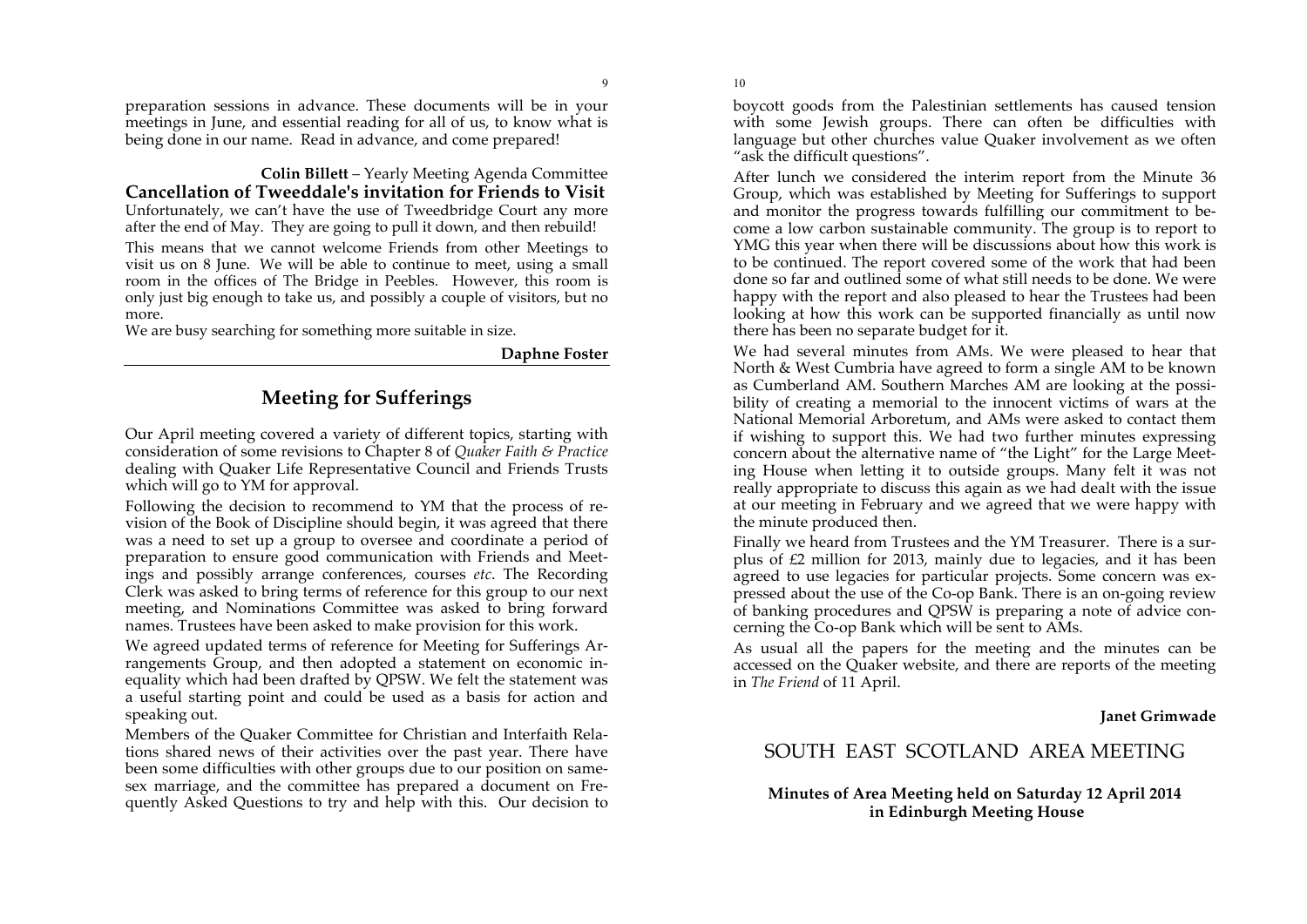preparation sessions in advance. These documents will be in your meetings in June, and essential reading for all of us, to know what is being done in our name. Read in advance, and come prepared!

**Colin Billett** – Yearly Meeting Agenda Committee

**Cancellation of Tweeddale's invitation for Friends to Visit**

Unfortunately, we can't have the use of Tweedbridge Court any more after the end of May. They are going to pull it down, and then rebuild!

This means that we cannot welcome Friends from other Meetings to visit us on 8 June. We will be able to continue to meet, using a small room in the offices of The Bridge in Peebles. However, this room is only just big enough to take us, and possibly a couple of visitors, but no more.

We are busy searching for something more suitable in size.

**Daphne Foster**

## Meeting for Sufferings

Our April meeting covered a variety of different topics, starting with consideration of some revisions to Chapter 8 of *Quaker Faith & Practice* dealing with Quaker Life Representative Council and Friends Trusts which will go to YM for approval.

Following the decision to recommend to YM that the process of revision of the Book of Discipline should begin, it was agreed that there was a need to set up a group to oversee and coordinate a period of preparation to ensure good communication with Friends and Meetings and possibly arrange conferences, courses *etc*. The Recording Clerk was asked to bring terms of reference for this group to our next meeting, and Nominations Committee was asked to bring forward names. Trustees have been asked to make provision for this work.

We agreed updated terms of reference for Meeting for Sufferings Arrangements Group, and then adopted a statement on economic inequality which had been drafted by QPSW. We felt the statement was a useful starting point and could be used as a basis for action and speaking out.

Members of the Quaker Committee for Christian and Interfaith Relations shared news of their activities over the past year. There have been some difficulties with other groups due to our position on same-sex marriage, and the committee has prepared a document on Frequently Asked Questions to try and help with this. Our decision to boycott goods from the Palestinian settlements has caused tension with some Jewish groups. There can often be difficulties with language but other churches value Quaker involvement as we often "ask the difficult questions".

After lunch we considered the interim report from the Minute 36 Group, which was established by Meeting for Sufferings to support and monitor the progress towards fulfilling our commitment to become a low carbon sustainable community. The group is to report to YMG this year when there will be discussions about how this work is to be continued. The report covered some of the work that had been done so far and outlined some of what still needs to be done. We were happy with the report and also pleased to hear the Trustees had been looking at how this work can be supported financially as until now there has been no separate budget for it.

We had several minutes from AMs. We were pleased to hear that North & West Cumbria have agreed to form a single AM to be known as Cumberland AM. Southern Marches AM are looking at the possibility of creating a memorial to the innocent victims of wars at the National Memorial Arboretum, and AMs were asked to contact them if wishing to support this. We had two further minutes expressing concern about the alternative name of "the Light" for the Large Meeting House when letting it to outside groups. Many felt it was not really appropriate to discuss this again as we had dealt with the issue at our meeting in February and we agreed that we were happy with the minute produced then.

Finally we heard from Trustees and the YM Treasurer. There is a surplus of £2 million for 2013, mainly due to legacies, and it has been agreed to use legacies for particular projects. Some concern was expressed about the use of the Co-op Bank. There is an on-going review of banking procedures and QPSW is preparing a note of advice concerning the Co-op Bank which will be sent to AMs.

As usual all the papers for the meeting and the minutes can be accessed on the Quaker website, and there are reports of the meeting in *The Friend* of 11 April.

**Janet Grimwade**

## SOUTH EAST SCOTLAND AREA MEETING

**Minutes of Area Meeting held on Saturday 12 April 2014 in Edinburgh Meeting House**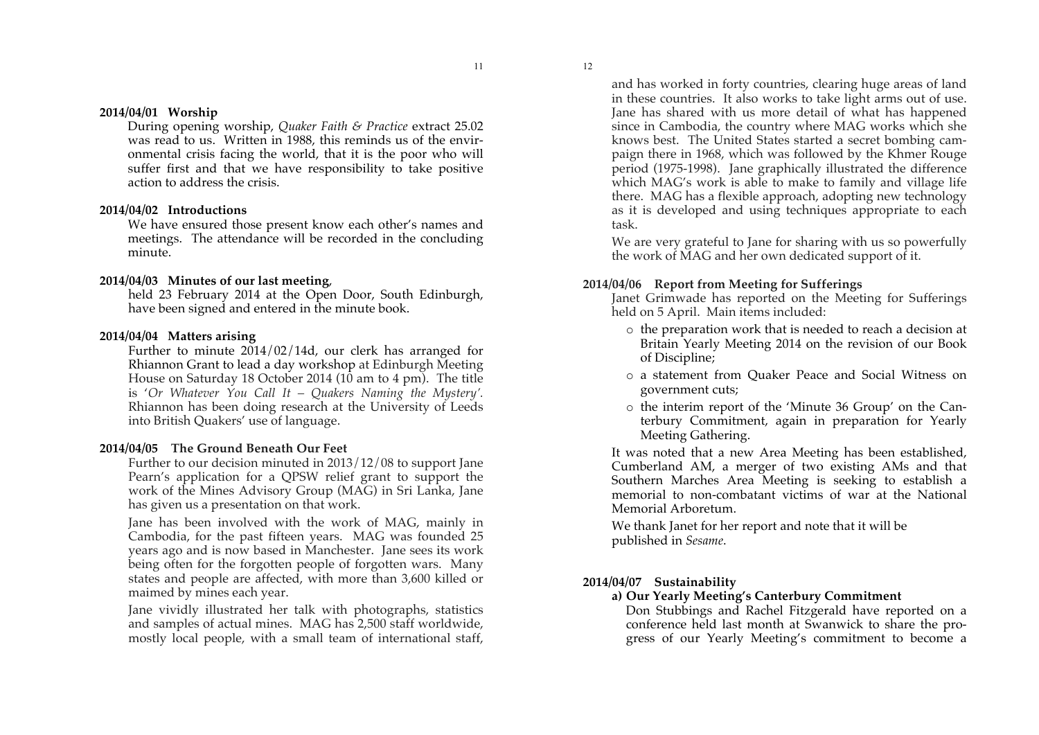**2014/04/01 Worship**

During opening worship, *Quaker Faith & Practice* extract 25.02 was read to us. Written in 1988, this reminds us of the environmental crisis facing the world, that it is the poor who will suffer first and that we have responsibility to take positive action to address the crisis.

**2014/04/02 Introductions**

We have ensured those present know each other's names and meetings. The attendance will be recorded in the concluding minute.

**2014/04/03 Minutes of our last meeting**, held 23 February 2014 at the Open Door, South Edinburgh, have been signed and entered in the minute book.

**2014/04/04 Matters arising**

Further to minute 2014/02/14d, our clerk has arranged for Rhiannon Grant to lead a day workshop at Edinburgh Meeting House on Saturday 18 October 2014 (10 am to 4 pm). The title is '*Or Whatever You Call It – Quakers Naming the Mystery*'. Rhiannon has been doing research at the University of Leeds into British Quakers' use of language.

**2014/04/05 The Ground Beneath Our Feet**

Further to our decision minuted in 2013/12/08 to support Jane Pearn's application for a QPSW relief grant to support the work of the Mines Advisory Group (MAG) in Sri Lanka, Jane has given us a presentation on that work.

Jane has been involved with the work of MAG, mainly in Cambodia, for the past fifteen years. MAG was founded 25 years ago and is now based in Manchester. Jane sees its work being often for the forgotten people of forgotten wars. Many states and people are affected, with more than 3,600 killed or maimed by mines each year.

Jane vividly illustrated her talk with photographs, statistics and samples of actual mines. MAG has 2,500 staff worldwide, mostly local people, with a small team of international staff, and has worked in forty countries, clearing huge areas of land in these countries. It also works to take light arms out of use. Jane has shared with us more detail of what has happened since in Cambodia, the country where MAG works which she knows best. The United States started a secret bombing campaign there in 1968, which was followed by the Khmer Rouge period (1975-1998). Jane graphically illustrated the difference which MAG's work is able to make to family and village life there. MAG has a flexible approach, adopting new technology as it is developed and using techniques appropriate to each task.

We are very grateful to Jane for sharing with us so powerfully the work of MAG and her own dedicated support of it.

**2014/04/06 Report from Meeting for Sufferings**

Janet Grimwade has reported on the Meeting for Sufferings held on 5 April. Main items included:

- the preparation work that is needed to reach a decision at Britain Yearly Meeting 2014 on the revision of our Book of Discipline;
- a statement from Quaker Peace and Social Witness on government cuts;
- the interim report of the 'Minute 36 Group' on the Canterbury Commitment, again in preparation for Yearly Meeting Gathering.

It was noted that a new Area Meeting has been established, Cumberland AM, a merger of two existing AMs and that Southern Marches Area Meeting is seeking to establish a memorial to non-combatant victims of war at the National Memorial Arboretum.

We thank Janet for her report and note that it will be published in *Sesame*.

**2014/04/07 Sustainability**

**a) Our Yearly Meeting's Canterbury Commitment**

Don Stubbings and Rachel Fitzgerald have reported on a conference held last month at Swanwick to share the progress of our Yearly Meeting's commitment to become a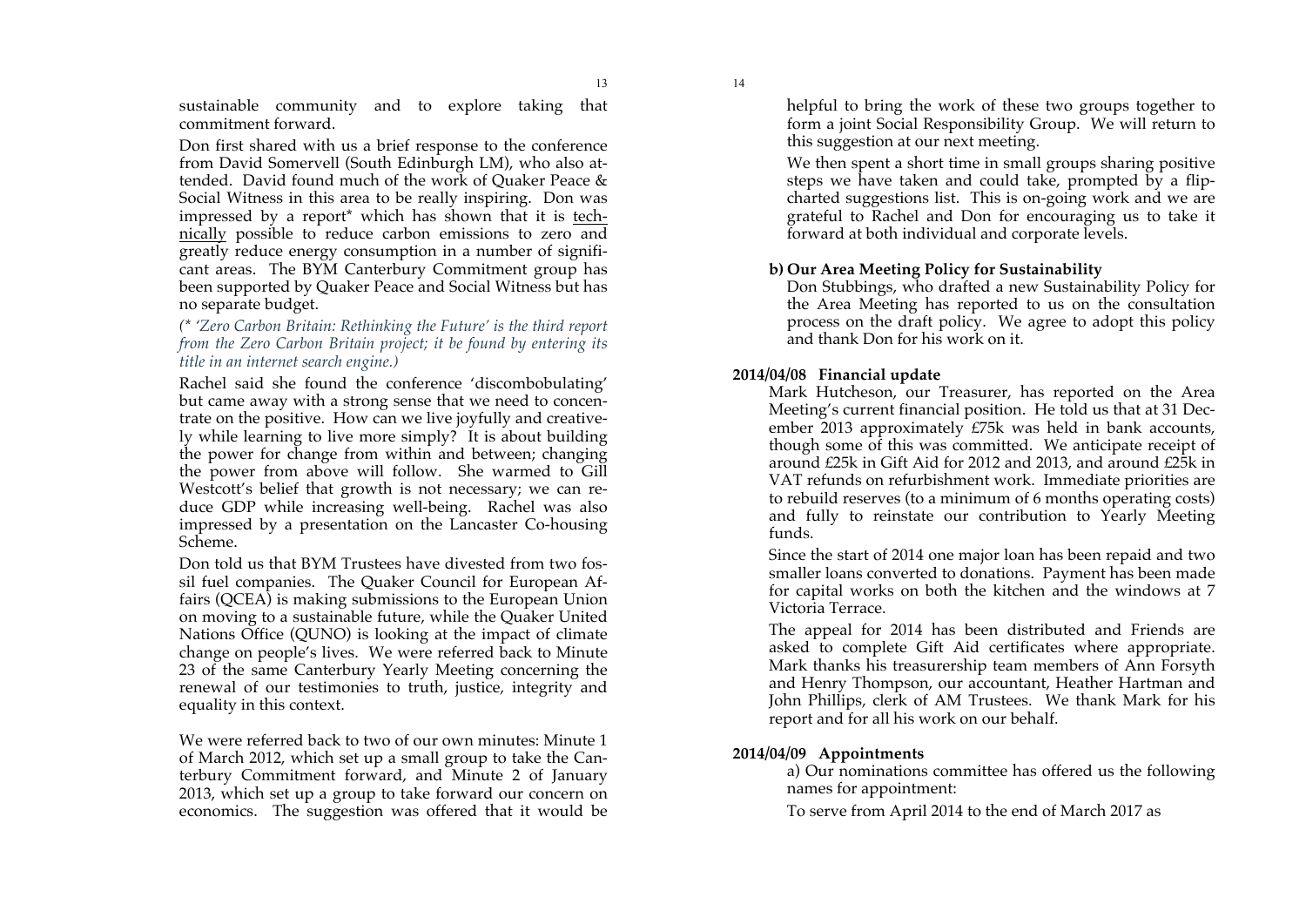sustainable community and to explore taking that commitment forward.

Don first shared with us a brief response to the conference from David Somervell (South Edinburgh LM), who also attended. David found much of the work of Quaker Peace & Social Witness in this area to be really inspiring. Don was impressed by a report* which has shown that it is technically possible to reduce carbon emissions to zero and greatly reduce energy consumption in a number of significant areas. The BYM Canterbury Commitment group has been supported by Quaker Peace and Social Witness but has no separate budget.

*(* 'Zero Carbon Britain: Rethinking the Future' is the third report from the Zero Carbon Britain project; it be found by entering its title in an internet search engine.)*

Rachel said she found the conference 'discombobulating' but came away with a strong sense that we need to concentrate on the positive. How can we live joyfully and creatively while learning to live more simply? It is about building the power for change from within and between; changing the power from above will follow. She warmed to Gill Westcott's belief that growth is not necessary; we can reduce GDP while increasing well-being. Rachel was also impressed by a presentation on the Lancaster Co-housing Scheme.

Don told us that BYM Trustees have divested from two fossil fuel companies. The Quaker Council for European Affairs (QCEA) is making submissions to the European Union on moving to a sustainable future, while the Quaker United Nations Office (QUNO) is looking at the impact of climate change on people's lives. We were referred back to Minute 23 of the same Canterbury Yearly Meeting concerning the renewal of our testimonies to truth, justice, integrity and equality in this context.

We were referred back to two of our own minutes: Minute 1 of March 2012, which set up a small group to take the Canterbury Commitment forward, and Minute 2 of January 2013, which set up a group to take forward our concern on economics. The suggestion was offered that it would be helpful to bring the work of these two groups together to form a joint Social Responsibility Group. We will return to this suggestion at our next meeting.

We then spent a short time in small groups sharing positive steps we have taken and could take, prompted by a flip-charted suggestions list. This is on-going work and we are grateful to Rachel and Don for encouraging us to take it forward at both individual and corporate levels.

**b) Our Area Meeting Policy for Sustainability**

Don Stubbings, who drafted a new Sustainability Policy for the Area Meeting has reported to us on the consultation process on the draft policy. We agree to adopt this policy and thank Don for his work on it.

**2014/04/08 Financial update**

Mark Hutcheson, our Treasurer, has reported on the Area Meeting's current financial position. He told us that at 31 December 2013 approximately £75k was held in bank accounts, though some of this was committed. We anticipate receipt of around £25k in Gift Aid for 2012 and 2013, and around £25k in VAT refunds on refurbishment work. Immediate priorities are to rebuild reserves (to a minimum of 6 months operating costs) and fully to reinstate our contribution to Yearly Meeting funds.

Since the start of 2014 one major loan has been repaid and two smaller loans converted to donations. Payment has been made for capital works on both the kitchen and the windows at 7 Victoria Terrace.

The appeal for 2014 has been distributed and Friends are asked to complete Gift Aid certificates where appropriate. Mark thanks his treasurership team members of Ann Forsyth and Henry Thompson, our accountant, Heather Hartman and John Phillips, clerk of AM Trustees. We thank Mark for his report and for all his work on our behalf.

**2014/04/09 Appointments**

a) Our nominations committee has offered us the following names for appointment:

To serve from April 2014 to the end of March 2017 as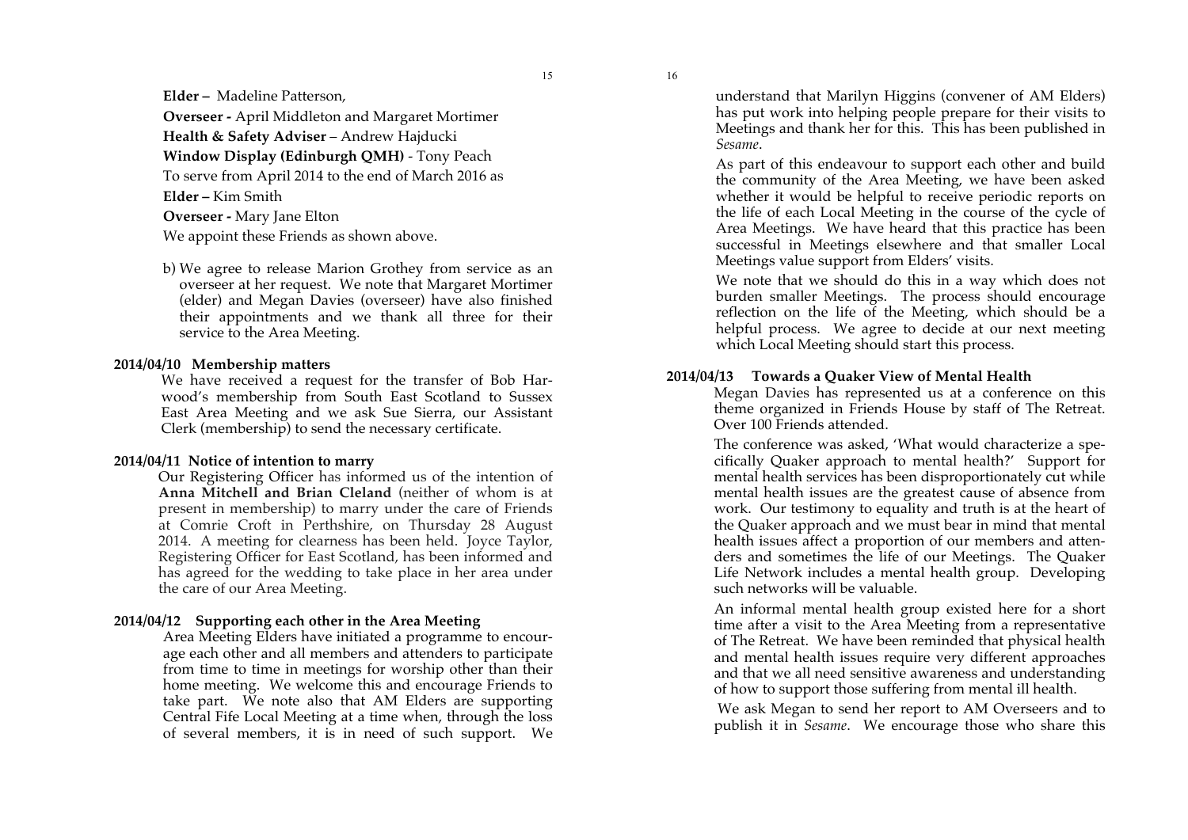**Elder –** Madeline Patterson,

**Overseer -** April Middleton and Margaret Mortimer

**Health & Safety Adviser** – Andrew Hajducki

**Window Display (Edinburgh QMH)** - Tony Peach

To serve from April 2014 to the end of March 2016 as

**Elder –** Kim Smith

**Overseer -** Mary Jane Elton

We appoint these Friends as shown above.

b) We agree to release Marion Grothey from service as an overseer at her request. We note that Margaret Mortimer (elder) and Megan Davies (overseer) have also finished their appointments and we thank all three for their service to the Area Meeting.

**2014/04/10 Membership matters**

We have received a request for the transfer of Bob Harwood's membership from South East Scotland to Sussex East Area Meeting and we ask Sue Sierra, our Assistant Clerk (membership) to send the necessary certificate.

**2014/04/11 Notice of intention to marry**

Our Registering Officer has informed us of the intention of **Anna Mitchell and Brian Cleland** (neither of whom is at present in membership) to marry under the care of Friends at Comrie Croft in Perthshire, on Thursday 28 August 2014. A meeting for clearness has been held. Joyce Taylor, Registering Officer for East Scotland, has been informed and has agreed for the wedding to take place in her area under the care of our Area Meeting.

**2014/04/12 Supporting each other in the Area Meeting**

Area Meeting Elders have initiated a programme to encourage each other and all members and attenders to participate from time to time in meetings for worship other than their home meeting. We welcome this and encourage Friends to take part. We note also that AM Elders are supporting Central Fife Local Meeting at a time when, through the loss of several members, it is in need of such support. We understand that Marilyn Higgins (convener of AM Elders) has put work into helping people prepare for their visits to Meetings and thank her for this. This has been published in *Sesame*.

As part of this endeavour to support each other and build the community of the Area Meeting, we have been asked whether it would be helpful to receive periodic reports on the life of each Local Meeting in the course of the cycle of Area Meetings. We have heard that this practice has been successful in Meetings elsewhere and that smaller Local Meetings value support from Elders' visits.

We note that we should do this in a way which does not burden smaller Meetings. The process should encourage reflection on the life of the Meeting, which should be a helpful process. We agree to decide at our next meeting which Local Meeting should start this process.

**2014/04/13 Towards a Quaker View of Mental Health**

Megan Davies has represented us at a conference on this theme organized in Friends House by staff of The Retreat. Over 100 Friends attended.

The conference was asked, 'What would characterize a specifically Quaker approach to mental health?' Support for mental health services has been disproportionately cut while mental health issues are the greatest cause of absence from work. Our testimony to equality and truth is at the heart of the Quaker approach and we must bear in mind that mental health issues affect a proportion of our members and attenders and sometimes the life of our Meetings. The Quaker Life Network includes a mental health group. Developing such networks will be valuable.

An informal mental health group existed here for a short time after a visit to the Area Meeting from a representative of The Retreat. We have been reminded that physical health and mental health issues require very different approaches and that we all need sensitive awareness and understanding of how to support those suffering from mental ill health.

We ask Megan to send her report to AM Overseers and to publish it in *Sesame*. We encourage those who share this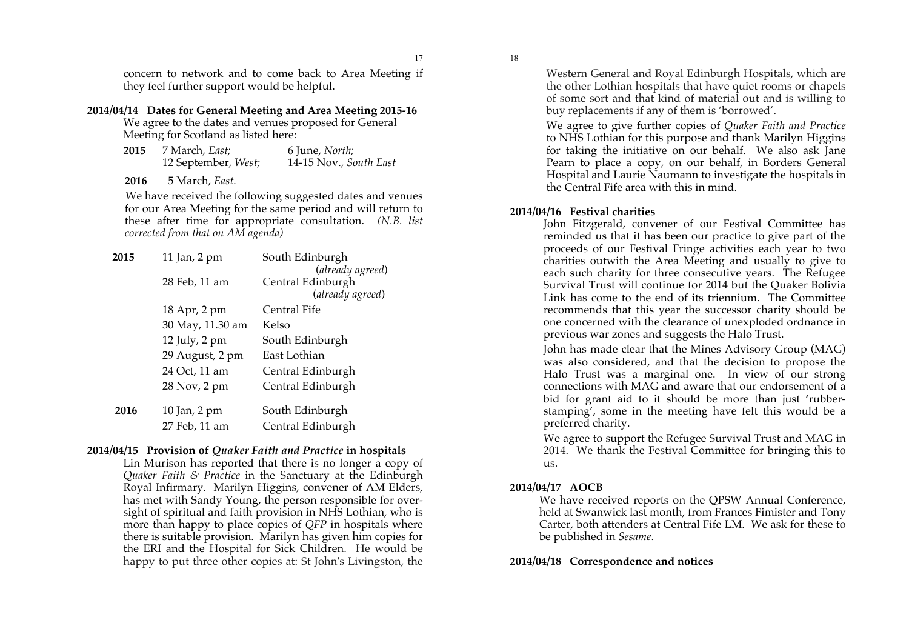concern to network and to come back to Area Meeting if they feel further support would be helpful.

**2014/04/14 Dates for General Meeting and Area Meeting 2015-16**

We agree to the dates and venues proposed for General Meeting for Scotland as listed here:

| | | |
|---|---|---|
| **2015** | 7 March, *East;* | 6 June, *North;* |
| | 12 September, *West;* | 14-15 Nov., *South East* |
| **2016** | 5 March, *East.* | |

We have received the following suggested dates and venues for our Area Meeting for the same period and will return to these after time for appropriate consultation. *(N.B. list corrected from that on AM agenda)*

| | | |
|---|---|---|
| **2015** | 11 Jan, 2 pm | South Edinburgh (*already agreed*) |
| | 28 Feb, 11 am | Central Edinburgh (*already agreed*) |
| | 18 Apr, 2 pm | Central Fife |
| | 30 May, 11.30 am | Kelso |
| | 12 July, 2 pm | South Edinburgh |
| | 29 August, 2 pm | East Lothian |
| | 24 Oct, 11 am | Central Edinburgh |
| | 28 Nov, 2 pm | Central Edinburgh |
| **2016** | 10 Jan, 2 pm | South Edinburgh |
| | 27 Feb, 11 am | Central Edinburgh |

**2014/04/15 Provision of *Quaker Faith and Practice* in hospitals**

Lin Murison has reported that there is no longer a copy of *Quaker Faith & Practice* in the Sanctuary at the Edinburgh Royal Infirmary. Marilyn Higgins, convener of AM Elders, has met with Sandy Young, the person responsible for oversight of spiritual and faith provision in NHS Lothian, who is more than happy to place copies of *QFP* in hospitals where there is suitable provision. Marilyn has given him copies for the ERI and the Hospital for Sick Children. He would be happy to put three other copies at: St John's Livingston, the Western General and Royal Edinburgh Hospitals, which are the other Lothian hospitals that have quiet rooms or chapels of some sort and that kind of material out and is willing to buy replacements if any of them is 'borrowed'.

We agree to give further copies of *Quaker Faith and Practice* to NHS Lothian for this purpose and thank Marilyn Higgins for taking the initiative on our behalf. We also ask Jane Pearn to place a copy, on our behalf, in Borders General Hospital and Laurie Naumann to investigate the hospitals in the Central Fife area with this in mind.

**2014/04/16 Festival charities**

John Fitzgerald, convener of our Festival Committee has reminded us that it has been our practice to give part of the proceeds of our Festival Fringe activities each year to two charities outwith the Area Meeting and usually to give to each such charity for three consecutive years. The Refugee Survival Trust will continue for 2014 but the Quaker Bolivia Link has come to the end of its triennium. The Committee recommends that this year the successor charity should be one concerned with the clearance of unexploded ordnance in previous war zones and suggests the Halo Trust.

John has made clear that the Mines Advisory Group (MAG) was also considered, and that the decision to propose the Halo Trust was a marginal one. In view of our strong connections with MAG and aware that our endorsement of a bid for grant aid to it should be more than just 'rubber-stamping', some in the meeting have felt this would be a preferred charity.

We agree to support the Refugee Survival Trust and MAG in 2014. We thank the Festival Committee for bringing this to us.

**2014/04/17 AOCB**

We have received reports on the QPSW Annual Conference, held at Swanwick last month, from Frances Fimister and Tony Carter, both attenders at Central Fife LM. We ask for these to be published in *Sesame*.

**2014/04/18 Correspondence and notices**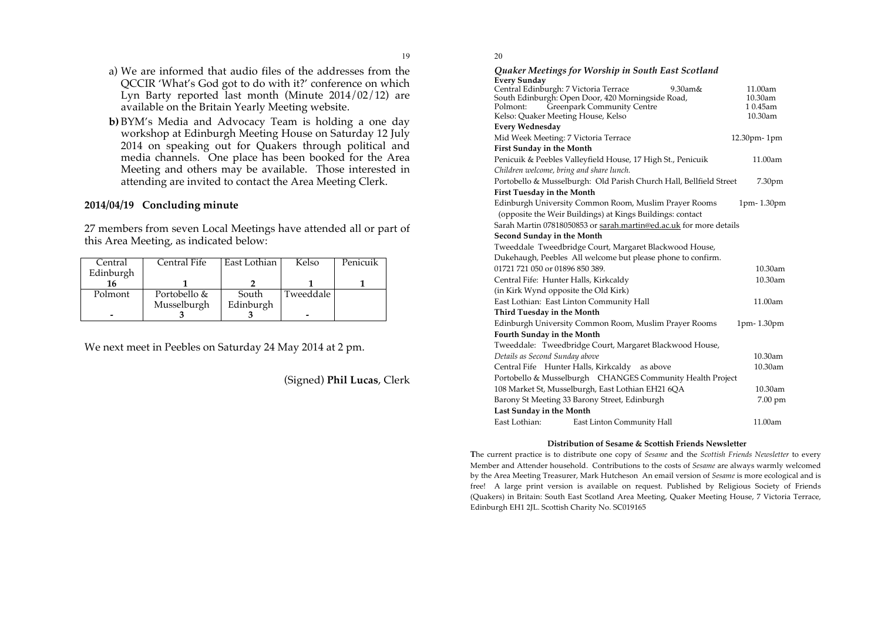a) We are informed that audio files of the addresses from the QCCIR 'What's God got to do with it?' conference on which Lyn Barty reported last month (Minute 2014/02/12) are available on the Britain Yearly Meeting website.

**b)** BYM's Media and Advocacy Team is holding a one day workshop at Edinburgh Meeting House on Saturday 12 July 2014 on speaking out for Quakers through political and media channels. One place has been booked for the Area Meeting and others may be available. Those interested in attending are invited to contact the Area Meeting Clerk.

### 2014/04/19 Concluding minute

27 members from seven Local Meetings have attended all or part of this Area Meeting, as indicated below:

| | | | | |
|---|---|---|---|---|
| Central Edinburgh | Central Fife | East Lothian | Kelso | Penicuik |
| **16** | **1** | **2** | **1** | **1** |
| Polmont | Portobello & Musselburgh | South Edinburgh | Tweeddale | |
| **-** | **3** | **3** | **-** | |

We next meet in Peebles on Saturday 24 May 2014 at 2 pm.

(Signed) **Phil Lucas**, Clerk

## *Quaker Meetings for Worship in South East Scotland*

**Every Sunday**

Central Edinburgh: 7 Victoria Terrace 9.30am& 11.00am
South Edinburgh: Open Door, 420 Morningside Road, 10.30am
Polmont: Greenpark Community Centre 1 0.45am
Kelso: Quaker Meeting House, Kelso 10.30am

**Every Wednesday**

Mid Week Meeting: 7 Victoria Terrace 12.30pm- 1pm

**First Sunday in the Month**

Penicuik & Peebles Valleyfield House, 17 High St., Penicuik 11.00am
*Children welcome, bring and share lunch.*
Portobello & Musselburgh: Old Parish Church Hall, Bellfield Street 7.30pm

**First Tuesday in the Month**

Edinburgh University Common Room, Muslim Prayer Rooms 1pm- 1.30pm
(opposite the Weir Buildings) at Kings Buildings: contact
Sarah Martin 07818050853 or sarah.martin@ed.ac.uk for more details

**Second Sunday in the Month**

Tweeddale Tweedbridge Court, Margaret Blackwood House,
Dukehaugh, Peebles All welcome but please phone to confirm.
01721 721 050 or 01896 850 389. 10.30am
Central Fife: Hunter Halls, Kirkcaldy 10.30am
(in Kirk Wynd opposite the Old Kirk)
East Lothian: East Linton Community Hall 11.00am

**Third Tuesday in the Month**

Edinburgh University Common Room, Muslim Prayer Rooms 1pm- 1.30pm

**Fourth Sunday in the Month**

Tweeddale: Tweedbridge Court, Margaret Blackwood House,
*Details as Second Sunday above* 10.30am
Central Fife Hunter Halls, Kirkcaldy as above 10.30am
Portobello & Musselburgh CHANGES Community Health Project
108 Market St, Musselburgh, East Lothian EH21 6QA 10.30am
Barony St Meeting 33 Barony Street, Edinburgh 7.00 pm

**Last Sunday in the Month**

East Lothian: East Linton Community Hall 11.00am

#### Distribution of Sesame & Scottish Friends Newsletter

**T**he current practice is to distribute one copy of *Sesame* and the *Scottish Friends Newsletter* to every Member and Attender household. Contributions to the costs of *Sesame* are always warmly welcomed by the Area Meeting Treasurer, Mark Hutcheson An email version of *Sesame* is more ecological and is free! A large print version is available on request. Published by Religious Society of Friends (Quakers) in Britain: South East Scotland Area Meeting, Quaker Meeting House, 7 Victoria Terrace, Edinburgh EH1 2JL. Scottish Charity No. SC019165